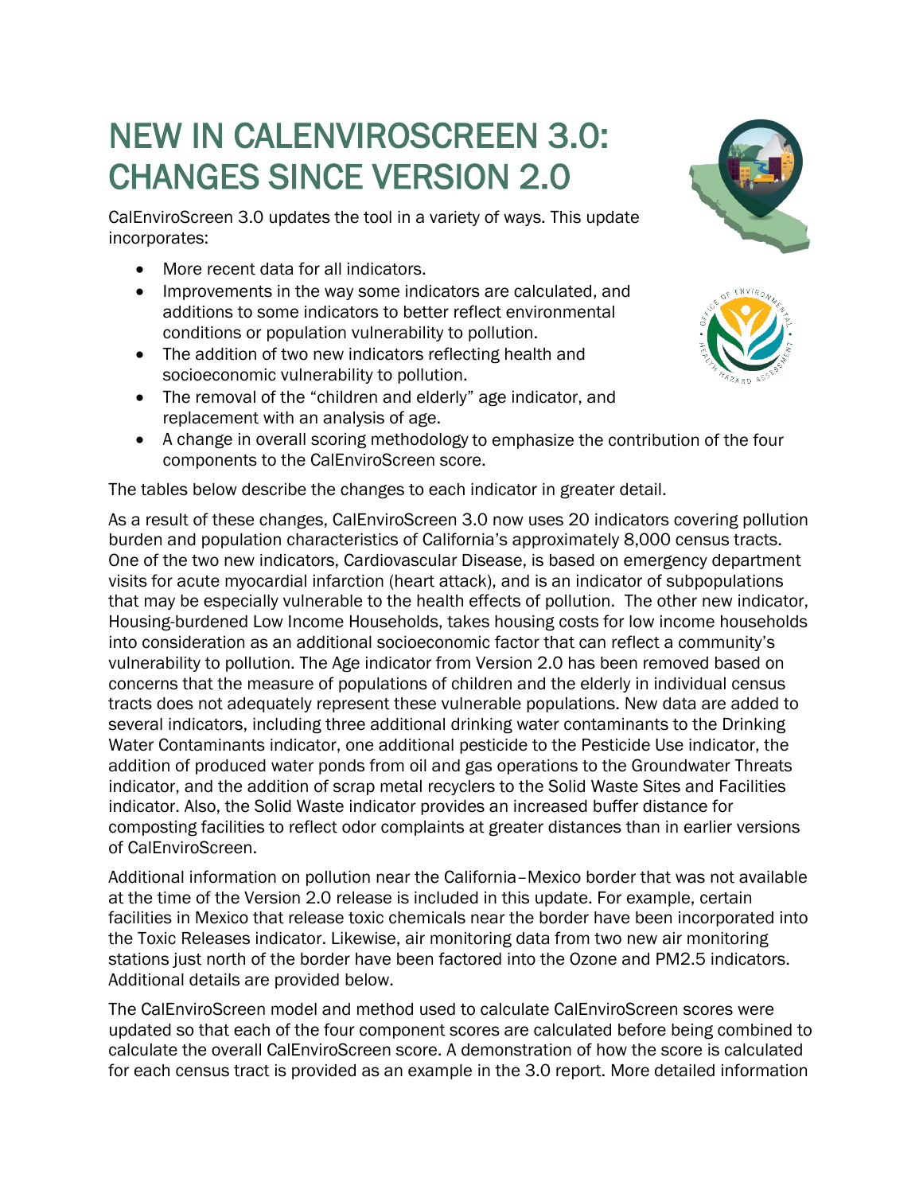# NEW IN CALENVIROSCREEN 3.0: CHANGES SINCE VERSION 2.0

CalEnviroScreen 3.0 updates the tool in a variety of ways. This update incorporates:

- More recent data for all indicators.
- Improvements in the way some indicators are calculated, and additions to some indicators to better reflect environmental conditions or population vulnerability to pollution.
- The addition of two new indicators reflecting health and socioeconomic vulnerability to pollution.
- The removal of the "children and elderly" age indicator, and replacement with an analysis of age.
- A change in overall scoring methodology to emphasize the contribution of the four components to the CalEnviroScreen score.

The tables below describe the changes to each indicator in greater detail.

As a result of these changes, CalEnviroScreen 3.0 now uses 20 indicators covering pollution burden and population characteristics of California's approximately 8,000 census tracts. One of the two new indicators, Cardiovascular Disease, is based on emergency department visits for acute myocardial infarction (heart attack), and is an indicator of subpopulations that may be especially vulnerable to the health effects of pollution. The other new indicator, Housing-burdened Low Income Households, takes housing costs for low income households into consideration as an additional socioeconomic factor that can reflect a community's vulnerability to pollution. The Age indicator from Version 2.0 has been removed based on concerns that the measure of populations of children and the elderly in individual census tracts does not adequately represent these vulnerable populations. New data are added to several indicators, including three additional drinking water contaminants to the Drinking Water Contaminants indicator, one additional pesticide to the Pesticide Use indicator, the addition of produced water ponds from oil and gas operations to the Groundwater Threats indicator, and the addition of scrap metal recyclers to the Solid Waste Sites and Facilities indicator. Also, the Solid Waste indicator provides an increased buffer distance for composting facilities to reflect odor complaints at greater distances than in earlier versions of CalEnviroScreen.

Additional information on pollution near the California–Mexico border that was not available at the time of the Version 2.0 release is included in this update. For example, certain facilities in Mexico that release toxic chemicals near the border have been incorporated into the Toxic Releases indicator. Likewise, air monitoring data from two new air monitoring stations just north of the border have been factored into the Ozone and PM2.5 indicators. Additional details are provided below.

The CalEnviroScreen model and method used to calculate CalEnviroScreen scores were updated so that each of the four component scores are calculated before being combined to calculate the overall CalEnviroScreen score. A demonstration of how the score is calculated for each census tract is provided as an example in the 3.0 report. More detailed information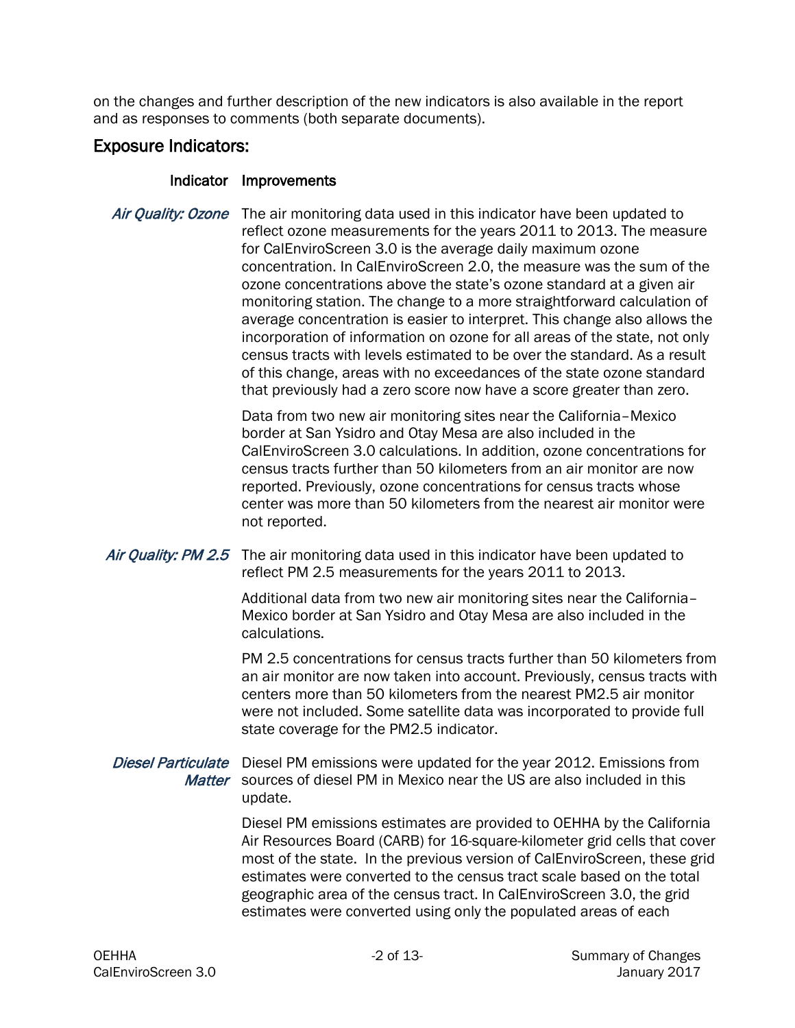on the changes and further description of the new indicators is also available in the report and as responses to comments (both separate documents).

## Exposure Indicators:

| Indicator | Improvements |
|---|---|
| *Air Quality: Ozone* | The air monitoring data used in this indicator have been updated to reflect ozone measurements for the years 2011 to 2013. The measure for CalEnviroScreen 3.0 is the average daily maximum ozone concentration. In CalEnviroScreen 2.0, the measure was the sum of the ozone concentrations above the state's ozone standard at a given air monitoring station. The change to a more straightforward calculation of average concentration is easier to interpret. This change also allows the incorporation of information on ozone for all areas of the state, not only census tracts with levels estimated to be over the standard. As a result of this change, areas with no exceedances of the state ozone standard that previously had a zero score now have a score greater than zero.<br><br>Data from two new air monitoring sites near the California–Mexico border at San Ysidro and Otay Mesa are also included in the CalEnviroScreen 3.0 calculations. In addition, ozone concentrations for census tracts further than 50 kilometers from an air monitor are now reported. Previously, ozone concentrations for census tracts whose center was more than 50 kilometers from the nearest air monitor were not reported. |
| *Air Quality: PM 2.5* | The air monitoring data used in this indicator have been updated to reflect PM 2.5 measurements for the years 2011 to 2013.<br><br>Additional data from two new air monitoring sites near the California–Mexico border at San Ysidro and Otay Mesa are also included in the calculations.<br><br>PM 2.5 concentrations for census tracts further than 50 kilometers from an air monitor are now taken into account. Previously, census tracts with centers more than 50 kilometers from the nearest PM2.5 air monitor were not included. Some satellite data was incorporated to provide full state coverage for the PM2.5 indicator. |
| *Diesel Particulate Matter* | Diesel PM emissions were updated for the year 2012. Emissions from sources of diesel PM in Mexico near the US are also included in this update.<br><br>Diesel PM emissions estimates are provided to OEHHA by the California Air Resources Board (CARB) for 16-square-kilometer grid cells that cover most of the state. In the previous version of CalEnviroScreen, these grid estimates were converted to the census tract scale based on the total geographic area of the census tract. In CalEnviroScreen 3.0, the grid estimates were converted using only the populated areas of each |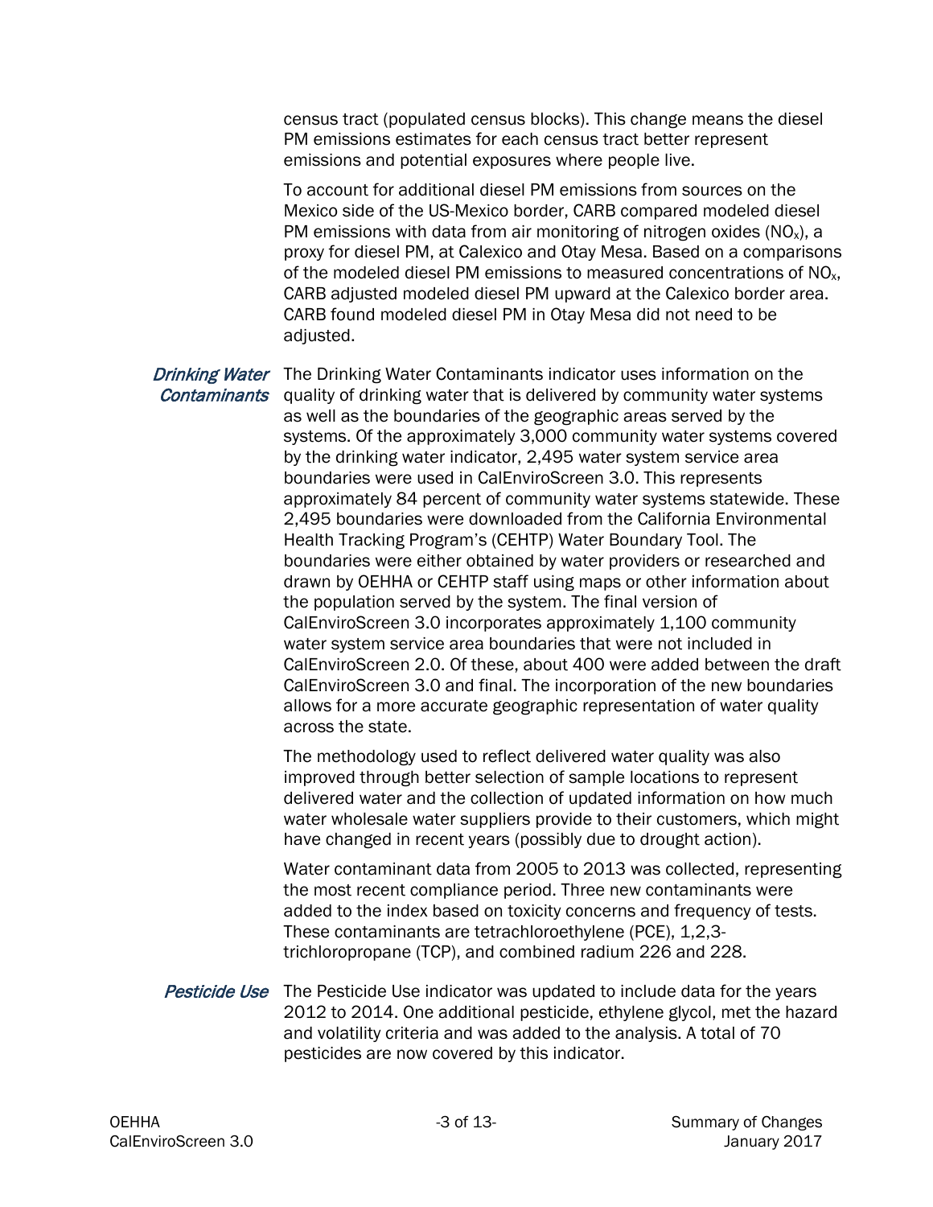census tract (populated census blocks). This change means the diesel PM emissions estimates for each census tract better represent emissions and potential exposures where people live.

To account for additional diesel PM emissions from sources on the Mexico side of the US-Mexico border, CARB compared modeled diesel PM emissions with data from air monitoring of nitrogen oxides ($NO_x$), a proxy for diesel PM, at Calexico and Otay Mesa. Based on a comparisons of the modeled diesel PM emissions to measured concentrations of $NO_x$, CARB adjusted modeled diesel PM upward at the Calexico border area. CARB found modeled diesel PM in Otay Mesa did not need to be adjusted.

### *Drinking Water Contaminants*

The Drinking Water Contaminants indicator uses information on the quality of drinking water that is delivered by community water systems as well as the boundaries of the geographic areas served by the systems. Of the approximately 3,000 community water systems covered by the drinking water indicator, 2,495 water system service area boundaries were used in CalEnviroScreen 3.0. This represents approximately 84 percent of community water systems statewide. These 2,495 boundaries were downloaded from the California Environmental Health Tracking Program's (CEHTP) Water Boundary Tool. The boundaries were either obtained by water providers or researched and drawn by OEHHA or CEHTP staff using maps or other information about the population served by the system. The final version of CalEnviroScreen 3.0 incorporates approximately 1,100 community water system service area boundaries that were not included in CalEnviroScreen 2.0. Of these, about 400 were added between the draft CalEnviroScreen 3.0 and final. The incorporation of the new boundaries allows for a more accurate geographic representation of water quality across the state.

The methodology used to reflect delivered water quality was also improved through better selection of sample locations to represent delivered water and the collection of updated information on how much water wholesale water suppliers provide to their customers, which might have changed in recent years (possibly due to drought action).

Water contaminant data from 2005 to 2013 was collected, representing the most recent compliance period. Three new contaminants were added to the index based on toxicity concerns and frequency of tests. These contaminants are tetrachloroethylene (PCE), 1,2,3-trichloropropane (TCP), and combined radium 226 and 228.

### *Pesticide Use*

The Pesticide Use indicator was updated to include data for the years 2012 to 2014. One additional pesticide, ethylene glycol, met the hazard and volatility criteria and was added to the analysis. A total of 70 pesticides are now covered by this indicator.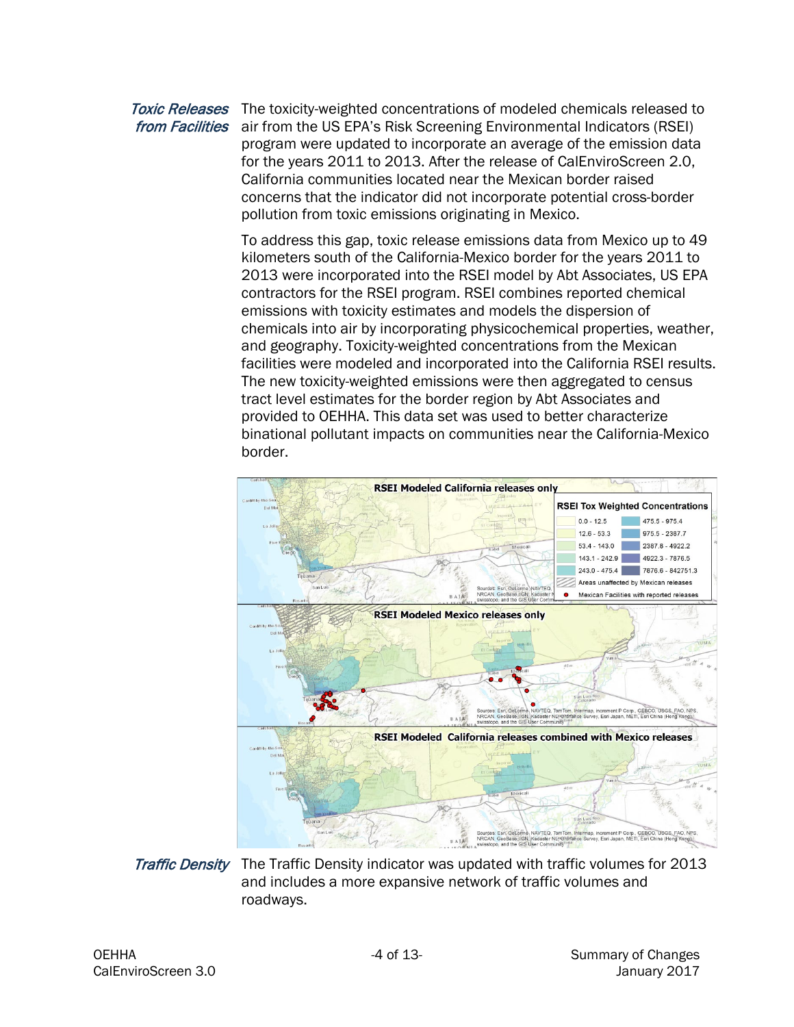*Toxic Releases from Facilities*

The toxicity-weighted concentrations of modeled chemicals released to air from the US EPA's Risk Screening Environmental Indicators (RSEI) program were updated to incorporate an average of the emission data for the years 2011 to 2013. After the release of CalEnviroScreen 2.0, California communities located near the Mexican border raised concerns that the indicator did not incorporate potential cross-border pollution from toxic emissions originating in Mexico.

To address this gap, toxic release emissions data from Mexico up to 49 kilometers south of the California-Mexico border for the years 2011 to 2013 were incorporated into the RSEI model by Abt Associates, US EPA contractors for the RSEI program. RSEI combines reported chemical emissions with toxicity estimates and models the dispersion of chemicals into air by incorporating physicochemical properties, weather, and geography. Toxicity-weighted concentrations from the Mexican facilities were modeled and incorporated into the California RSEI results. The new toxicity-weighted emissions were then aggregated to census tract level estimates for the border region by Abt Associates and provided to OEHHA. This data set was used to better characterize binational pollutant impacts on communities near the California-Mexico border.

*Traffic Density*

The Traffic Density indicator was updated with traffic volumes for 2013 and includes a more expansive network of traffic volumes and roadways.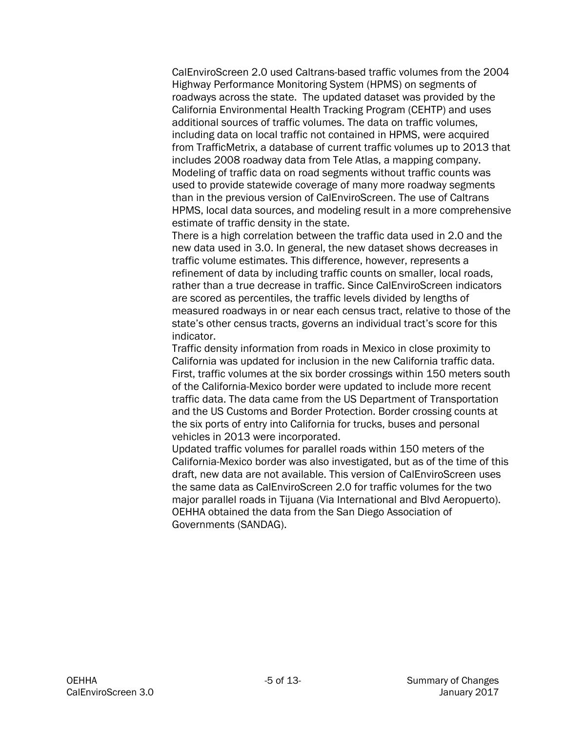CalEnviroScreen 2.0 used Caltrans-based traffic volumes from the 2004 Highway Performance Monitoring System (HPMS) on segments of roadways across the state. The updated dataset was provided by the California Environmental Health Tracking Program (CEHTP) and uses additional sources of traffic volumes. The data on traffic volumes, including data on local traffic not contained in HPMS, were acquired from TrafficMetrix, a database of current traffic volumes up to 2013 that includes 2008 roadway data from Tele Atlas, a mapping company. Modeling of traffic data on road segments without traffic counts was used to provide statewide coverage of many more roadway segments than in the previous version of CalEnviroScreen. The use of Caltrans HPMS, local data sources, and modeling result in a more comprehensive estimate of traffic density in the state.

There is a high correlation between the traffic data used in 2.0 and the new data used in 3.0. In general, the new dataset shows decreases in traffic volume estimates. This difference, however, represents a refinement of data by including traffic counts on smaller, local roads, rather than a true decrease in traffic. Since CalEnviroScreen indicators are scored as percentiles, the traffic levels divided by lengths of measured roadways in or near each census tract, relative to those of the state's other census tracts, governs an individual tract's score for this indicator.

Traffic density information from roads in Mexico in close proximity to California was updated for inclusion in the new California traffic data. First, traffic volumes at the six border crossings within 150 meters south of the California-Mexico border were updated to include more recent traffic data. The data came from the US Department of Transportation and the US Customs and Border Protection. Border crossing counts at the six ports of entry into California for trucks, buses and personal vehicles in 2013 were incorporated.

Updated traffic volumes for parallel roads within 150 meters of the California-Mexico border was also investigated, but as of the time of this draft, new data are not available. This version of CalEnviroScreen uses the same data as CalEnviroScreen 2.0 for traffic volumes for the two major parallel roads in Tijuana (Via International and Blvd Aeropuerto). OEHHA obtained the data from the San Diego Association of Governments (SANDAG).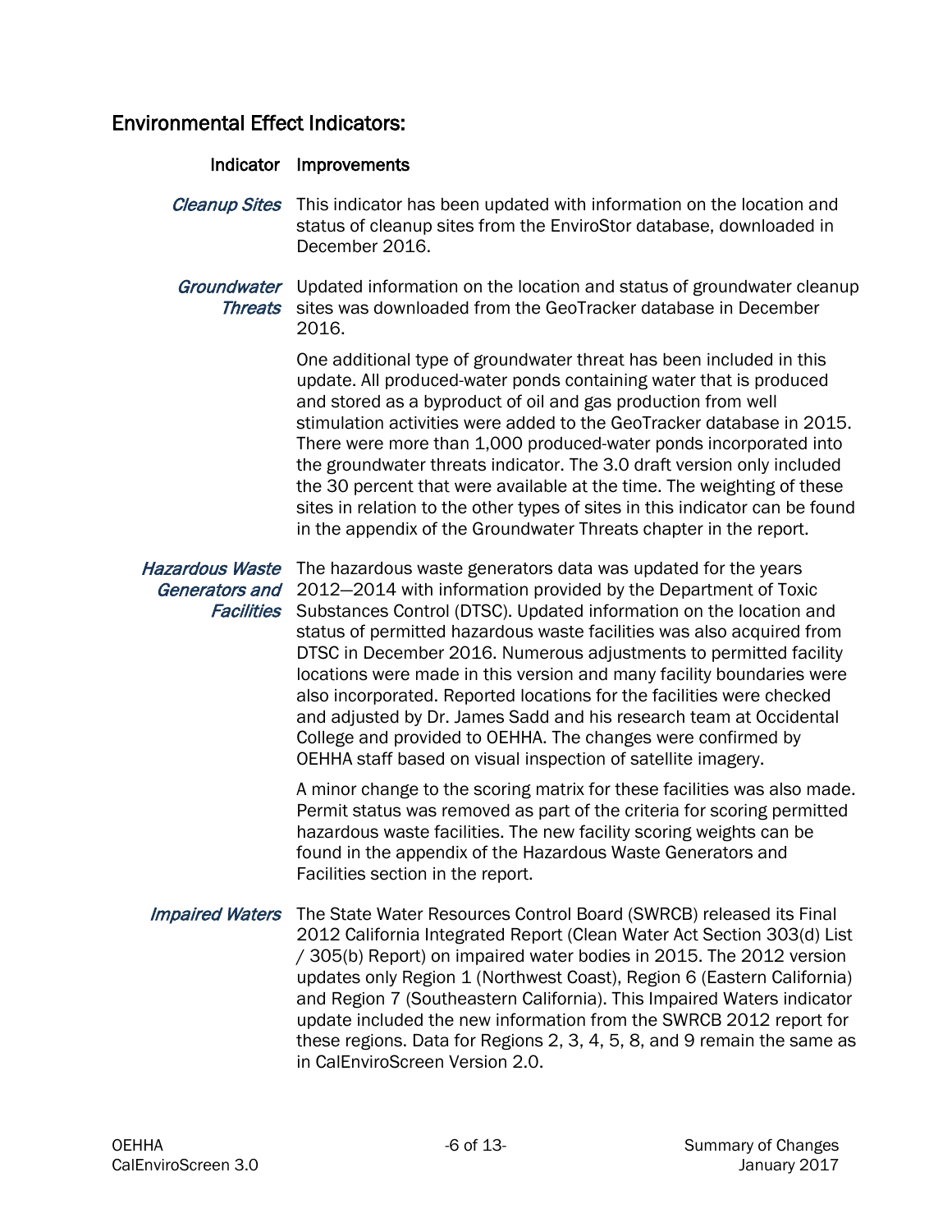## Environmental Effect Indicators:

| Indicator | Improvements |
|---|---|
| *Cleanup Sites* | This indicator has been updated with information on the location and status of cleanup sites from the EnviroStor database, downloaded in December 2016. |
| *Groundwater Threats* | Updated information on the location and status of groundwater cleanup sites was downloaded from the GeoTracker database in December 2016. One additional type of groundwater threat has been included in this update. All produced-water ponds containing water that is produced and stored as a byproduct of oil and gas production from well stimulation activities were added to the GeoTracker database in 2015. There were more than 1,000 produced-water ponds incorporated into the groundwater threats indicator. The 3.0 draft version only included the 30 percent that were available at the time. The weighting of these sites in relation to the other types of sites in this indicator can be found in the appendix of the Groundwater Threats chapter in the report. |
| *Hazardous Waste Generators and Facilities* | The hazardous waste generators data was updated for the years 2012—2014 with information provided by the Department of Toxic Substances Control (DTSC). Updated information on the location and status of permitted hazardous waste facilities was also acquired from DTSC in December 2016. Numerous adjustments to permitted facility locations were made in this version and many facility boundaries were also incorporated. Reported locations for the facilities were checked and adjusted by Dr. James Sadd and his research team at Occidental College and provided to OEHHA. The changes were confirmed by OEHHA staff based on visual inspection of satellite imagery. A minor change to the scoring matrix for these facilities was also made. Permit status was removed as part of the criteria for scoring permitted hazardous waste facilities. The new facility scoring weights can be found in the appendix of the Hazardous Waste Generators and Facilities section in the report. |
| *Impaired Waters* | The State Water Resources Control Board (SWRCB) released its Final 2012 California Integrated Report (Clean Water Act Section 303(d) List / 305(b) Report) on impaired water bodies in 2015. The 2012 version updates only Region 1 (Northwest Coast), Region 6 (Eastern California) and Region 7 (Southeastern California). This Impaired Waters indicator update included the new information from the SWRCB 2012 report for these regions. Data for Regions 2, 3, 4, 5, 8, and 9 remain the same as in CalEnviroScreen Version 2.0. |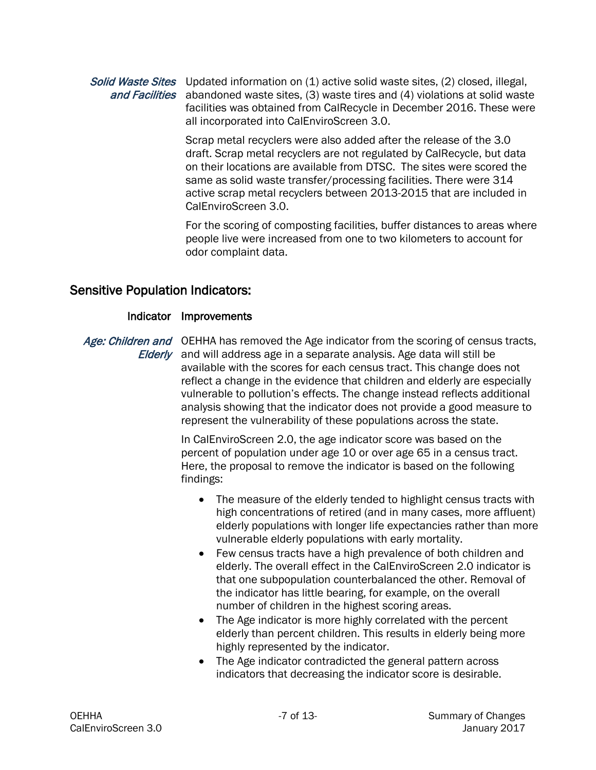***Solid Waste Sites and Facilities***

Updated information on (1) active solid waste sites, (2) closed, illegal, abandoned waste sites, (3) waste tires and (4) violations at solid waste facilities was obtained from CalRecycle in December 2016. These were all incorporated into CalEnviroScreen 3.0.

Scrap metal recyclers were also added after the release of the 3.0 draft. Scrap metal recyclers are not regulated by CalRecycle, but data on their locations are available from DTSC. The sites were scored the same as solid waste transfer/processing facilities. There were 314 active scrap metal recyclers between 2013-2015 that are included in CalEnviroScreen 3.0.

For the scoring of composting facilities, buffer distances to areas where people live were increased from one to two kilometers to account for odor complaint data.

## Sensitive Population Indicators:

| Indicator | Improvements |
|---|---|

***Age: Children and Elderly***

OEHHA has removed the Age indicator from the scoring of census tracts, and will address age in a separate analysis. Age data will still be available with the scores for each census tract. This change does not reflect a change in the evidence that children and elderly are especially vulnerable to pollution's effects. The change instead reflects additional analysis showing that the indicator does not provide a good measure to represent the vulnerability of these populations across the state.

In CalEnviroScreen 2.0, the age indicator score was based on the percent of population under age 10 or over age 65 in a census tract. Here, the proposal to remove the indicator is based on the following findings:

- The measure of the elderly tended to highlight census tracts with high concentrations of retired (and in many cases, more affluent) elderly populations with longer life expectancies rather than more vulnerable elderly populations with early mortality.
- Few census tracts have a high prevalence of both children and elderly. The overall effect in the CalEnviroScreen 2.0 indicator is that one subpopulation counterbalanced the other. Removal of the indicator has little bearing, for example, on the overall number of children in the highest scoring areas.
- The Age indicator is more highly correlated with the percent elderly than percent children. This results in elderly being more highly represented by the indicator.
- The Age indicator contradicted the general pattern across indicators that decreasing the indicator score is desirable.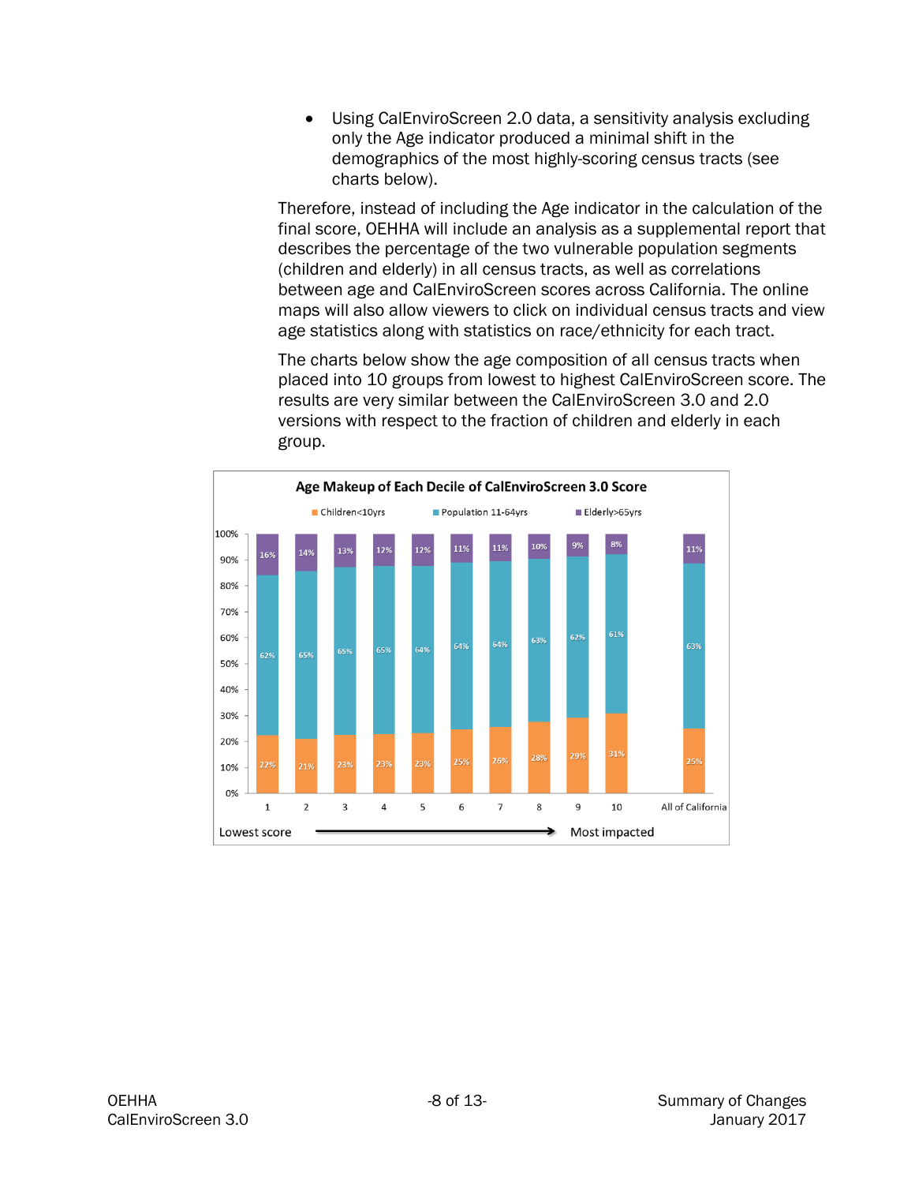- Using CalEnviroScreen 2.0 data, a sensitivity analysis excluding only the Age indicator produced a minimal shift in the demographics of the most highly-scoring census tracts (see charts below).

Therefore, instead of including the Age indicator in the calculation of the final score, OEHHA will include an analysis as a supplemental report that describes the percentage of the two vulnerable population segments (children and elderly) in all census tracts, as well as correlations between age and CalEnviroScreen scores across California. The online maps will also allow viewers to click on individual census tracts and view age statistics along with statistics on race/ethnicity for each tract.

The charts below show the age composition of all census tracts when placed into 10 groups from lowest to highest CalEnviroScreen score. The results are very similar between the CalEnviroScreen 3.0 and 2.0 versions with respect to the fraction of children and elderly in each group.

**Age Makeup of Each Decile of CalEnviroScreen 3.0 Score**

| Decile | Children<10yrs | Population 11-64yrs | Elderly>65yrs |
|---|---|---|---|
| 1 | 22% | 62% | 16% |
| 2 | 21% | 65% | 14% |
| 3 | 23% | 65% | 13% |
| 4 | 23% | 65% | 12% |
| 5 | 23% | 64% | 12% |
| 6 | 25% | 64% | 11% |
| 7 | 26% | 64% | 11% |
| 8 | 28% | 63% | 10% |
| 9 | 29% | 62% | 9% |
| 10 | 31% | 61% | 8% |
| All of California | 25% | 63% | 11% |

Lowest score → Most impacted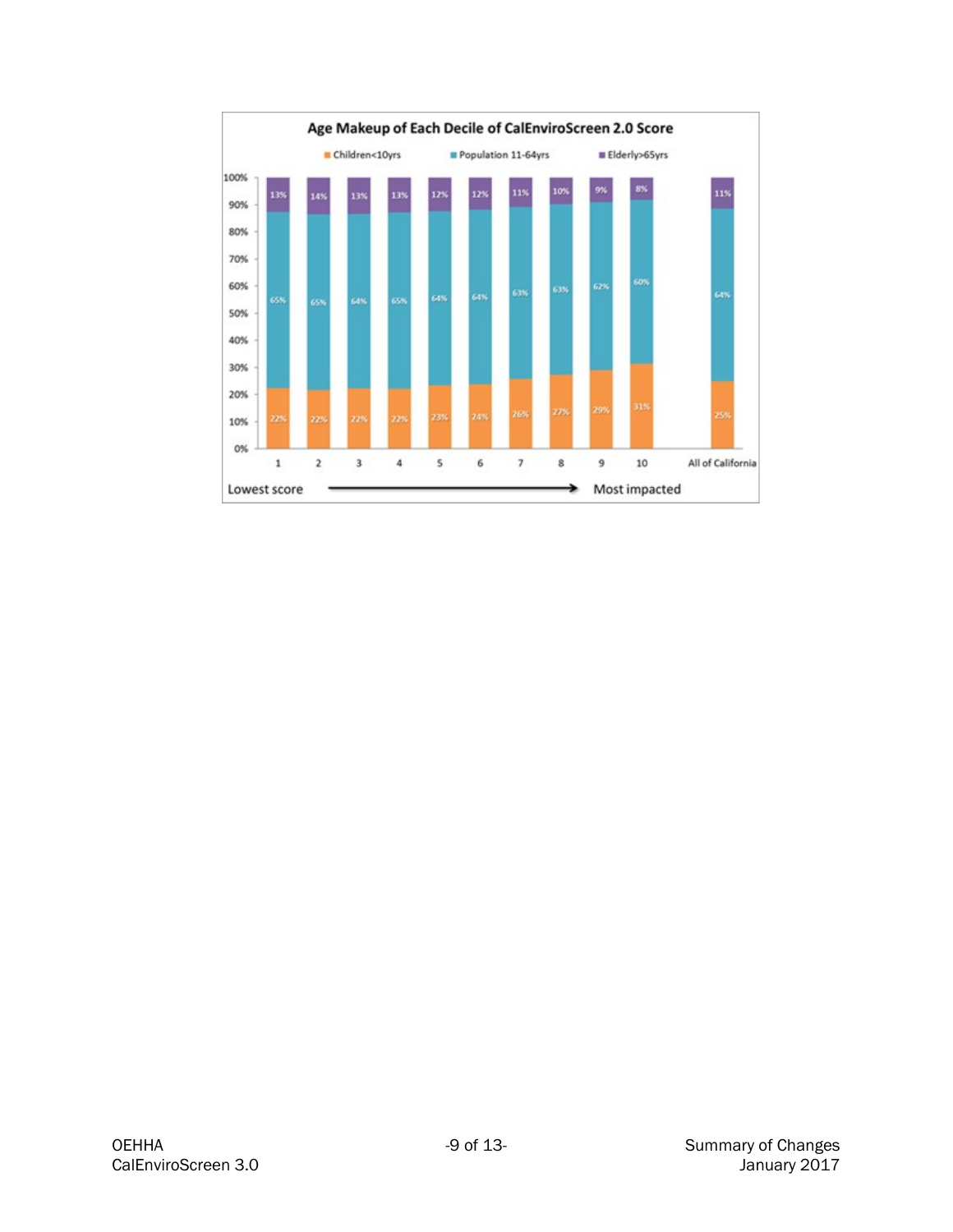**Age Makeup of Each Decile of CalEnviroScreen 2.0 Score**

| Decile | Children<10yrs | Population 11-64yrs | Elderly>65yrs |
|---|---|---|---|
| 1 | 22% | 65% | 13% |
| 2 | 22% | 65% | 14% |
| 3 | 22% | 64% | 13% |
| 4 | 22% | 65% | 13% |
| 5 | 23% | 64% | 12% |
| 6 | 24% | 64% | 12% |
| 7 | 26% | 63% | 11% |
| 8 | 27% | 63% | 10% |
| 9 | 29% | 62% | 9% |
| 10 | 31% | 60% | 8% |
| All of California | 25% | 64% | 11% |

Lowest score → Most impacted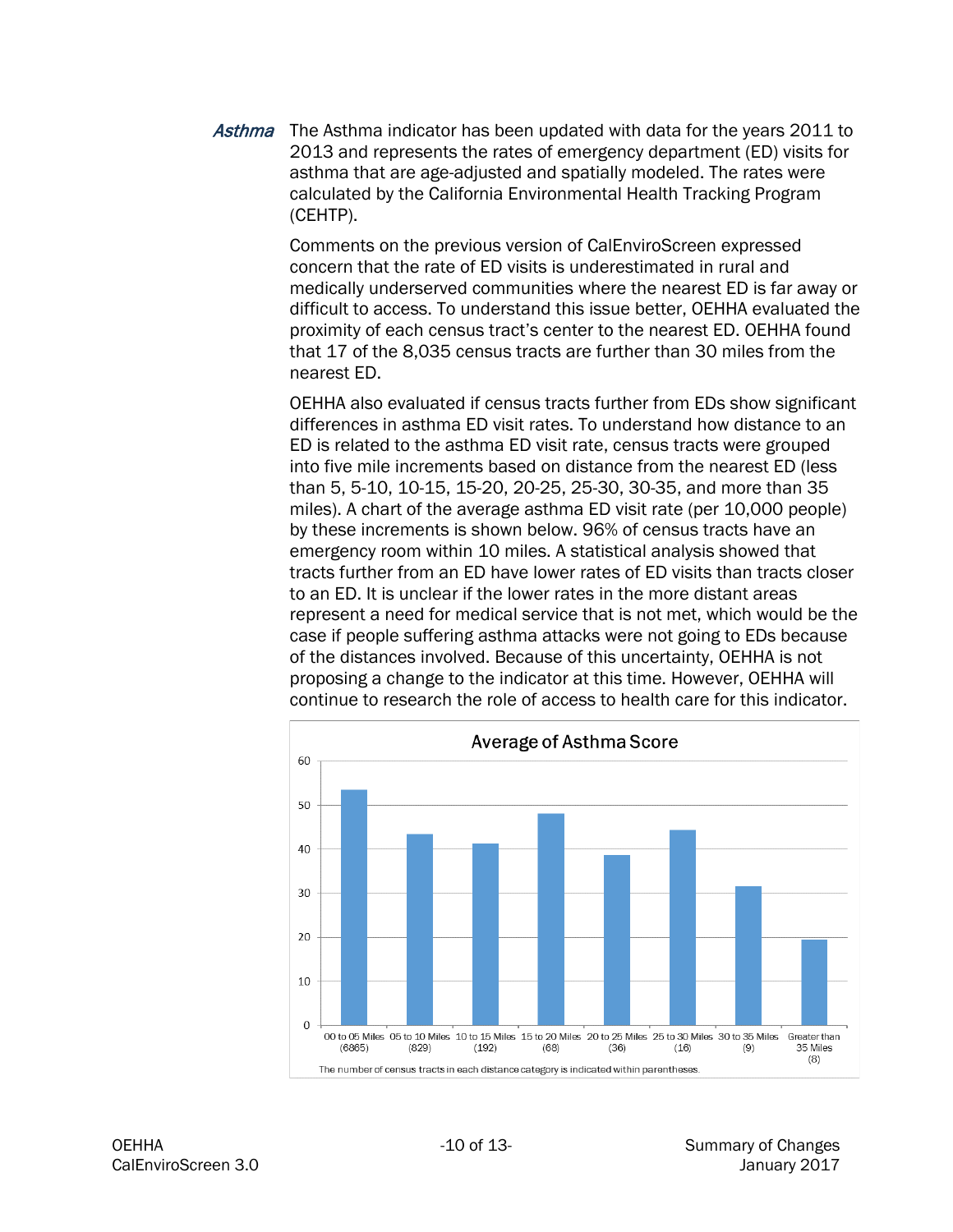***Asthma*** The Asthma indicator has been updated with data for the years 2011 to 2013 and represents the rates of emergency department (ED) visits for asthma that are age-adjusted and spatially modeled. The rates were calculated by the California Environmental Health Tracking Program (CEHTP).

Comments on the previous version of CalEnviroScreen expressed concern that the rate of ED visits is underestimated in rural and medically underserved communities where the nearest ED is far away or difficult to access. To understand this issue better, OEHHA evaluated the proximity of each census tract's center to the nearest ED. OEHHA found that 17 of the 8,035 census tracts are further than 30 miles from the nearest ED.

OEHHA also evaluated if census tracts further from EDs show significant differences in asthma ED visit rates. To understand how distance to an ED is related to the asthma ED visit rate, census tracts were grouped into five mile increments based on distance from the nearest ED (less than 5, 5-10, 10-15, 15-20, 20-25, 25-30, 30-35, and more than 35 miles). A chart of the average asthma ED visit rate (per 10,000 people) by these increments is shown below. 96% of census tracts have an emergency room within 10 miles. A statistical analysis showed that tracts further from an ED have lower rates of ED visits than tracts closer to an ED. It is unclear if the lower rates in the more distant areas represent a need for medical service that is not met, which would be the case if people suffering asthma attacks were not going to EDs because of the distances involved. Because of this uncertainty, OEHHA is not proposing a change to the indicator at this time. However, OEHHA will continue to research the role of access to health care for this indicator.

**Average of Asthma Score**

Categories: 00 to 05 Miles (6865), 05 to 10 Miles (829), 10 to 15 Miles (192), 15 to 20 Miles (68), 20 to 25 Miles (36), 25 to 30 Miles (16), 30 to 35 Miles (9), Greater than 35 Miles (8)

The number of census tracts in each distance category is indicated within parentheses.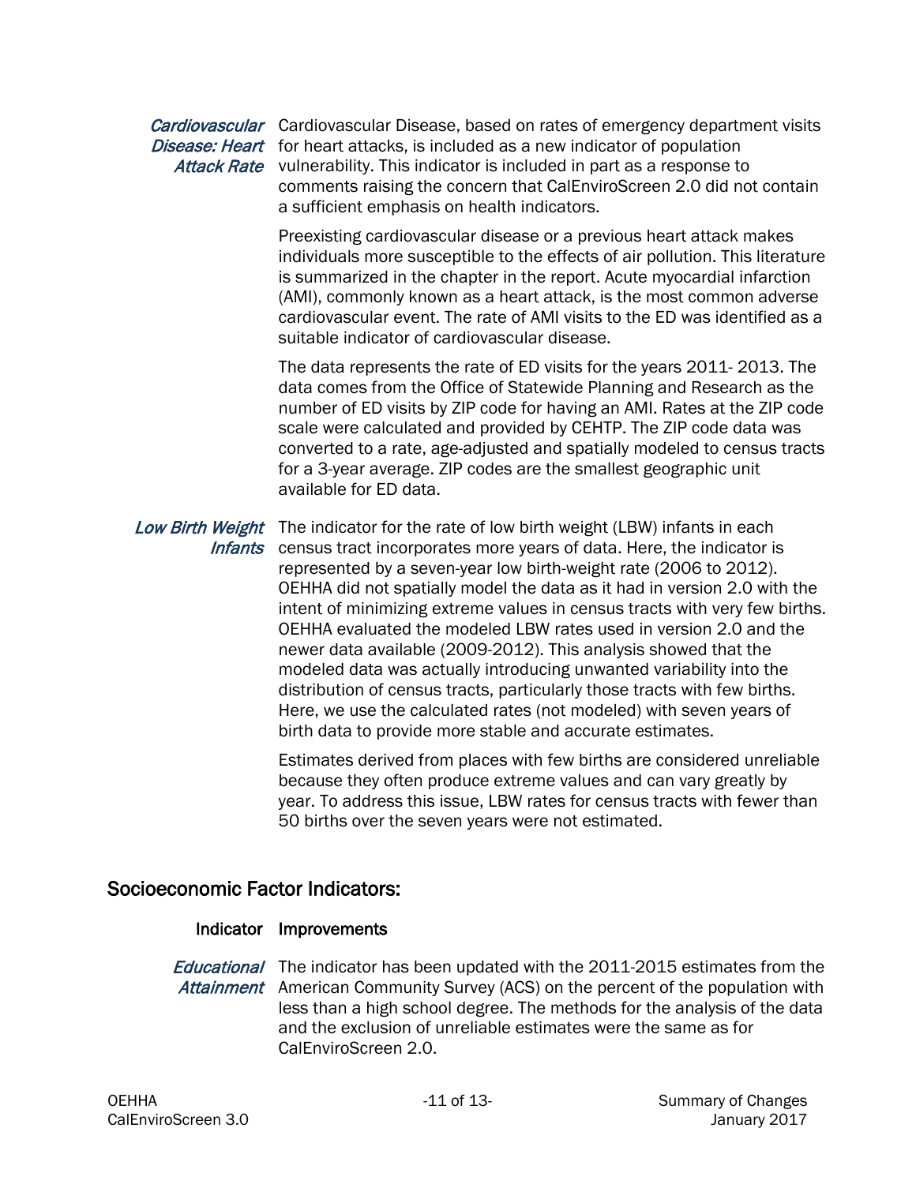| | |
|---|---|
| *Cardiovascular Disease: Heart Attack Rate* | Cardiovascular Disease, based on rates of emergency department visits for heart attacks, is included as a new indicator of population vulnerability. This indicator is included in part as a response to comments raising the concern that CalEnviroScreen 2.0 did not contain a sufficient emphasis on health indicators.<br><br>Preexisting cardiovascular disease or a previous heart attack makes individuals more susceptible to the effects of air pollution. This literature is summarized in the chapter in the report. Acute myocardial infarction (AMI), commonly known as a heart attack, is the most common adverse cardiovascular event. The rate of AMI visits to the ED was identified as a suitable indicator of cardiovascular disease.<br><br>The data represents the rate of ED visits for the years 2011- 2013. The data comes from the Office of Statewide Planning and Research as the number of ED visits by ZIP code for having an AMI. Rates at the ZIP code scale were calculated and provided by CEHTP. The ZIP code data was converted to a rate, age-adjusted and spatially modeled to census tracts for a 3-year average. ZIP codes are the smallest geographic unit available for ED data. |
| *Low Birth Weight Infants* | The indicator for the rate of low birth weight (LBW) infants in each census tract incorporates more years of data. Here, the indicator is represented by a seven-year low birth-weight rate (2006 to 2012). OEHHA did not spatially model the data as it had in version 2.0 with the intent of minimizing extreme values in census tracts with very few births. OEHHA evaluated the modeled LBW rates used in version 2.0 and the newer data available (2009-2012). This analysis showed that the modeled data was actually introducing unwanted variability into the distribution of census tracts, particularly those tracts with few births. Here, we use the calculated rates (not modeled) with seven years of birth data to provide more stable and accurate estimates.<br><br>Estimates derived from places with few births are considered unreliable because they often produce extreme values and can vary greatly by year. To address this issue, LBW rates for census tracts with fewer than 50 births over the seven years were not estimated. |

## Socioeconomic Factor Indicators:

| Indicator | Improvements |
|---|---|
| *Educational Attainment* | The indicator has been updated with the 2011-2015 estimates from the American Community Survey (ACS) on the percent of the population with less than a high school degree. The methods for the analysis of the data and the exclusion of unreliable estimates were the same as for CalEnviroScreen 2.0. |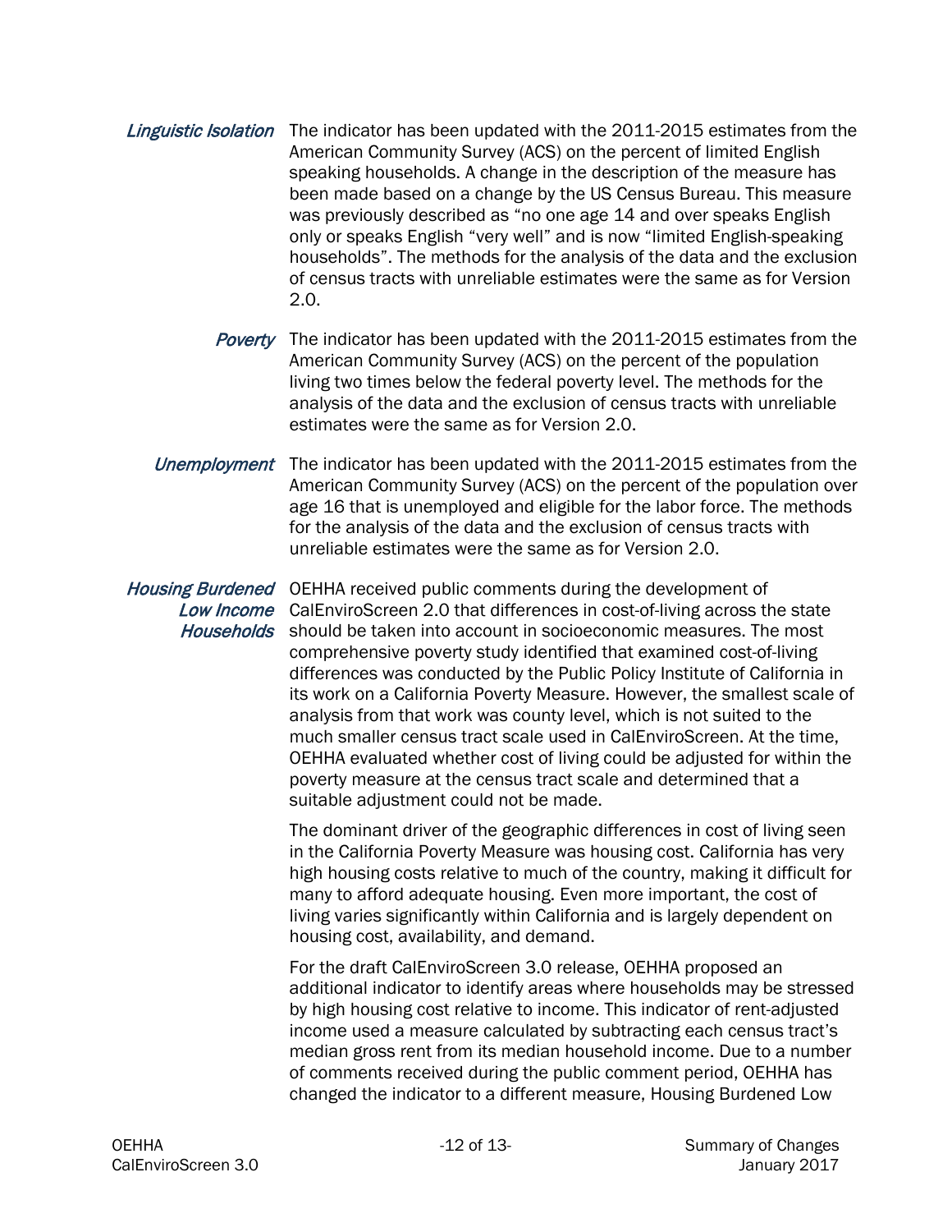*Linguistic Isolation*

The indicator has been updated with the 2011-2015 estimates from the American Community Survey (ACS) on the percent of limited English speaking households. A change in the description of the measure has been made based on a change by the US Census Bureau. This measure was previously described as "no one age 14 and over speaks English only or speaks English "very well" and is now "limited English-speaking households". The methods for the analysis of the data and the exclusion of census tracts with unreliable estimates were the same as for Version 2.0.

*Poverty*

The indicator has been updated with the 2011-2015 estimates from the American Community Survey (ACS) on the percent of the population living two times below the federal poverty level. The methods for the analysis of the data and the exclusion of census tracts with unreliable estimates were the same as for Version 2.0.

*Unemployment*

The indicator has been updated with the 2011-2015 estimates from the American Community Survey (ACS) on the percent of the population over age 16 that is unemployed and eligible for the labor force. The methods for the analysis of the data and the exclusion of census tracts with unreliable estimates were the same as for Version 2.0.

*Housing Burdened Low Income Households*

OEHHA received public comments during the development of CalEnviroScreen 2.0 that differences in cost-of-living across the state should be taken into account in socioeconomic measures. The most comprehensive poverty study identified that examined cost-of-living differences was conducted by the Public Policy Institute of California in its work on a California Poverty Measure. However, the smallest scale of analysis from that work was county level, which is not suited to the much smaller census tract scale used in CalEnviroScreen. At the time, OEHHA evaluated whether cost of living could be adjusted for within the poverty measure at the census tract scale and determined that a suitable adjustment could not be made.

The dominant driver of the geographic differences in cost of living seen in the California Poverty Measure was housing cost. California has very high housing costs relative to much of the country, making it difficult for many to afford adequate housing. Even more important, the cost of living varies significantly within California and is largely dependent on housing cost, availability, and demand.

For the draft CalEnviroScreen 3.0 release, OEHHA proposed an additional indicator to identify areas where households may be stressed by high housing cost relative to income. This indicator of rent-adjusted income used a measure calculated by subtracting each census tract's median gross rent from its median household income. Due to a number of comments received during the public comment period, OEHHA has changed the indicator to a different measure, Housing Burdened Low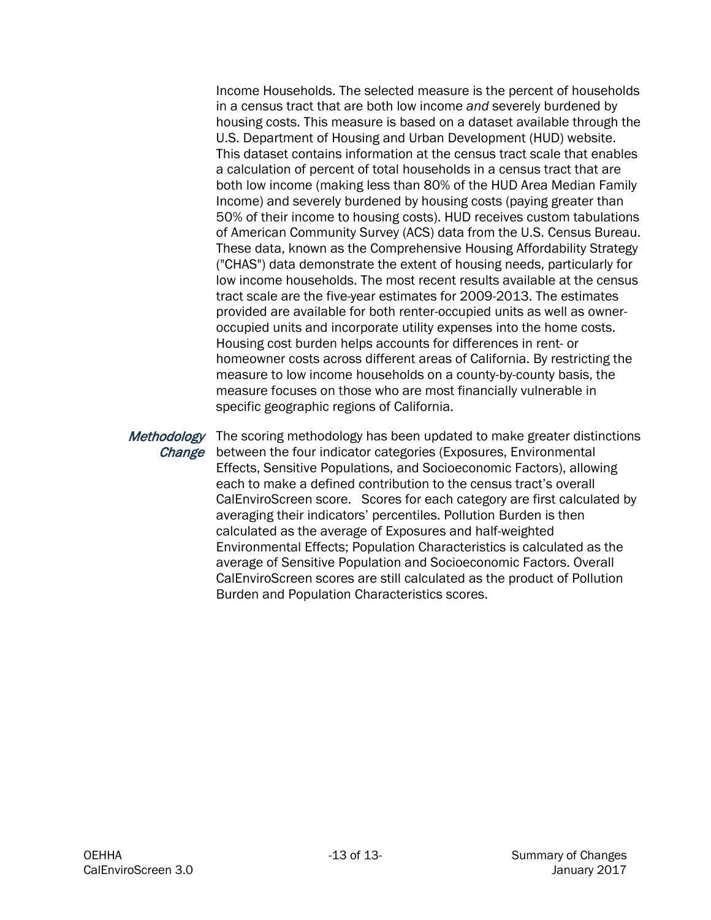Income Households. The selected measure is the percent of households in a census tract that are both low income *and* severely burdened by housing costs. This measure is based on a dataset available through the U.S. Department of Housing and Urban Development (HUD) website. This dataset contains information at the census tract scale that enables a calculation of percent of total households in a census tract that are both low income (making less than 80% of the HUD Area Median Family Income) and severely burdened by housing costs (paying greater than 50% of their income to housing costs). HUD receives custom tabulations of American Community Survey (ACS) data from the U.S. Census Bureau. These data, known as the Comprehensive Housing Affordability Strategy ("CHAS") data demonstrate the extent of housing needs, particularly for low income households. The most recent results available at the census tract scale are the five-year estimates for 2009-2013. The estimates provided are available for both renter-occupied units as well as owner-occupied units and incorporate utility expenses into the home costs. Housing cost burden helps accounts for differences in rent- or homeowner costs across different areas of California. By restricting the measure to low income households on a county-by-county basis, the measure focuses on those who are most financially vulnerable in specific geographic regions of California.

***Methodology Change***

The scoring methodology has been updated to make greater distinctions between the four indicator categories (Exposures, Environmental Effects, Sensitive Populations, and Socioeconomic Factors), allowing each to make a defined contribution to the census tract's overall CalEnviroScreen score. Scores for each category are first calculated by averaging their indicators' percentiles. Pollution Burden is then calculated as the average of Exposures and half-weighted Environmental Effects; Population Characteristics is calculated as the average of Sensitive Population and Socioeconomic Factors. Overall CalEnviroScreen scores are still calculated as the product of Pollution Burden and Population Characteristics scores.